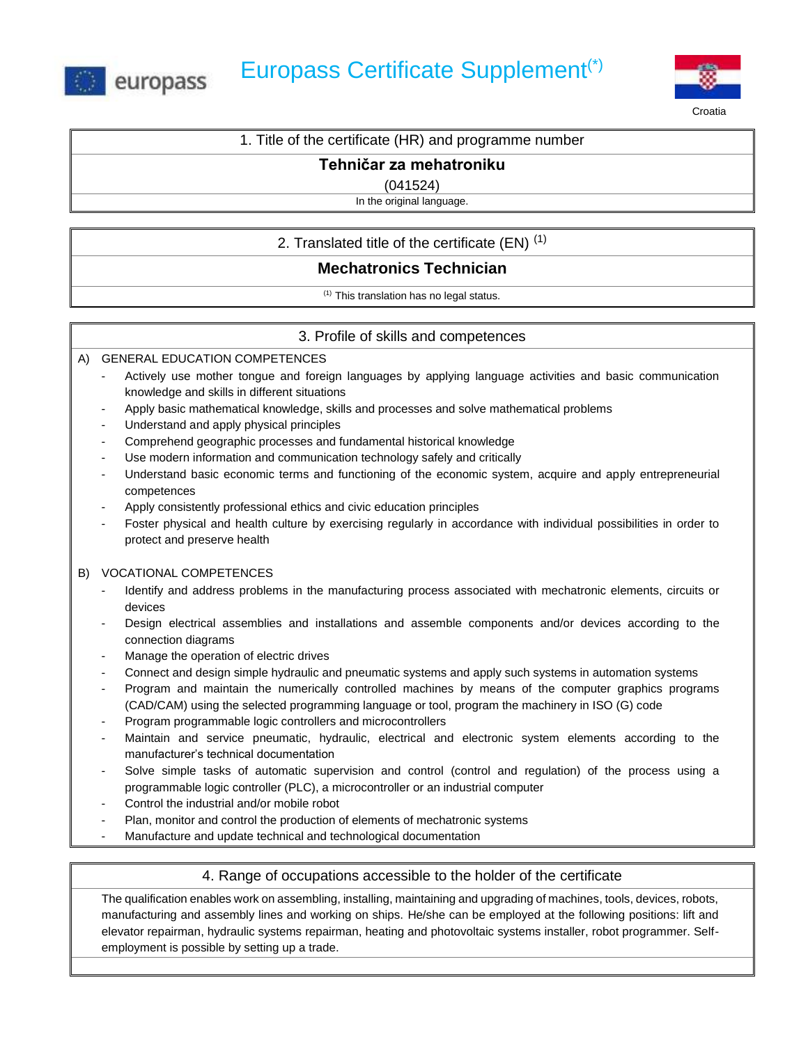europass

# Europass Certificate Supplement(*)

Croatia

## 1. Title of the certificate (HR) and programme number

**Tehničar za mehatroniku**

(041524)

In the original language.

## 2. Translated title of the certificate (EN) (1)

**Mechatronics Technician**

(1) This translation has no legal status.

## 3. Profile of skills and competences

A) GENERAL EDUCATION COMPETENCES

- Actively use mother tongue and foreign languages by applying language activities and basic communication knowledge and skills in different situations
- Apply basic mathematical knowledge, skills and processes and solve mathematical problems
- Understand and apply physical principles
- Comprehend geographic processes and fundamental historical knowledge
- Use modern information and communication technology safely and critically
- Understand basic economic terms and functioning of the economic system, acquire and apply entrepreneurial competences
- Apply consistently professional ethics and civic education principles
- Foster physical and health culture by exercising regularly in accordance with individual possibilities in order to protect and preserve health

B) VOCATIONAL COMPETENCES

- Identify and address problems in the manufacturing process associated with mechatronic elements, circuits or devices
- Design electrical assemblies and installations and assemble components and/or devices according to the connection diagrams
- Manage the operation of electric drives
- Connect and design simple hydraulic and pneumatic systems and apply such systems in automation systems
- Program and maintain the numerically controlled machines by means of the computer graphics programs (CAD/CAM) using the selected programming language or tool, program the machinery in ISO (G) code
- Program programmable logic controllers and microcontrollers
- Maintain and service pneumatic, hydraulic, electrical and electronic system elements according to the manufacturer's technical documentation
- Solve simple tasks of automatic supervision and control (control and regulation) of the process using a programmable logic controller (PLC), a microcontroller or an industrial computer
- Control the industrial and/or mobile robot
- Plan, monitor and control the production of elements of mechatronic systems
- Manufacture and update technical and technological documentation

## 4. Range of occupations accessible to the holder of the certificate

The qualification enables work on assembling, installing, maintaining and upgrading of machines, tools, devices, robots, manufacturing and assembly lines and working on ships. He/she can be employed at the following positions: lift and elevator repairman, hydraulic systems repairman, heating and photovoltaic systems installer, robot programmer. Self-employment is possible by setting up a trade.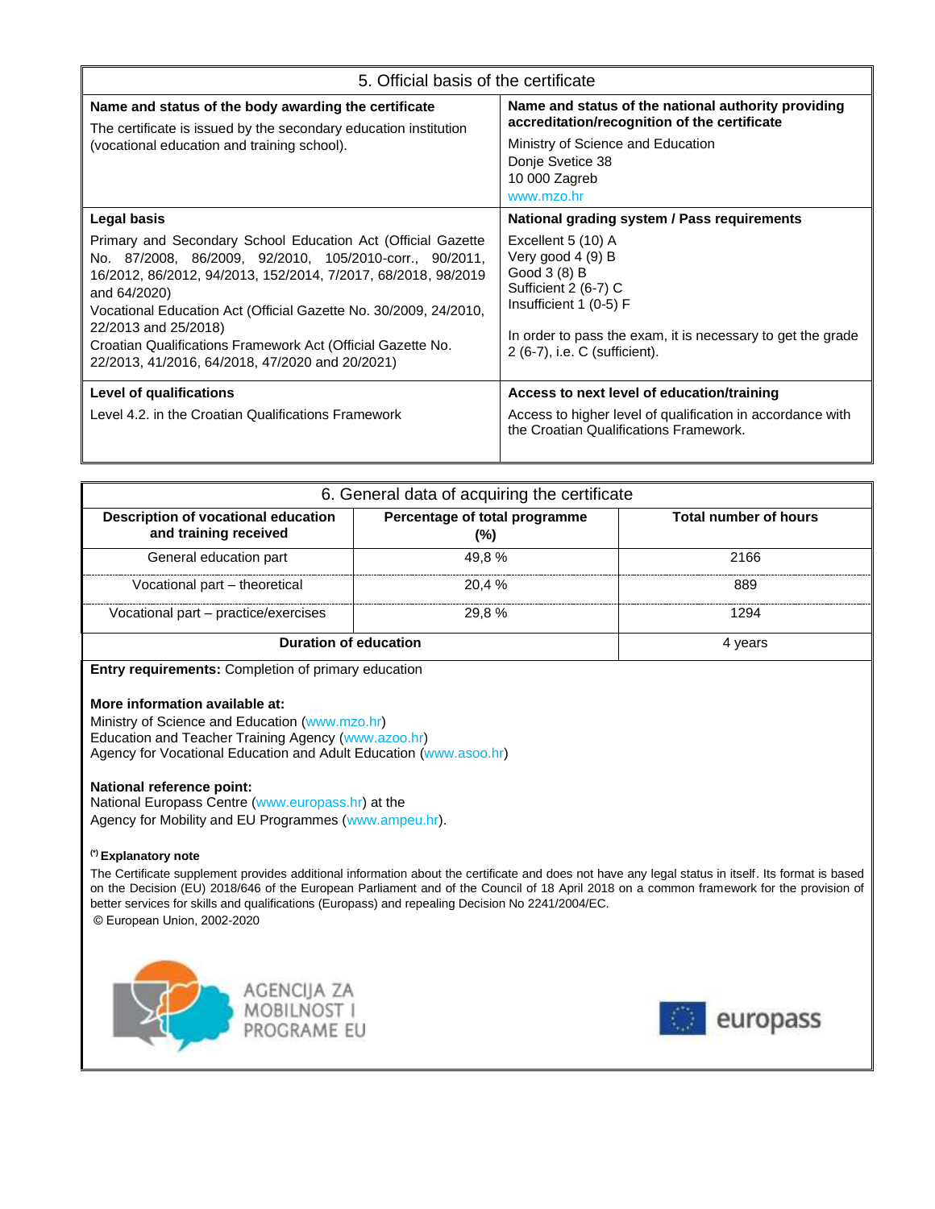## 5. Official basis of the certificate

| | |
|---|---|
| **Name and status of the body awarding the certificate**<br>The certificate is issued by the secondary education institution (vocational education and training school). | **Name and status of the national authority providing accreditation/recognition of the certificate**<br>Ministry of Science and Education<br>Donje Svetice 38<br>10 000 Zagreb<br>www.mzo.hr |
| **Legal basis**<br>Primary and Secondary School Education Act (Official Gazette No. 87/2008, 86/2009, 92/2010, 105/2010-corr., 90/2011, 16/2012, 86/2012, 94/2013, 152/2014, 7/2017, 68/2018, 98/2019 and 64/2020)<br>Vocational Education Act (Official Gazette No. 30/2009, 24/2010, 22/2013 and 25/2018)<br>Croatian Qualifications Framework Act (Official Gazette No. 22/2013, 41/2016, 64/2018, 47/2020 and 20/2021) | **National grading system / Pass requirements**<br>Excellent 5 (10) A<br>Very good 4 (9) B<br>Good 3 (8) B<br>Sufficient 2 (6-7) C<br>Insufficient 1 (0-5) F<br><br>In order to pass the exam, it is necessary to get the grade 2 (6-7), i.e. C (sufficient). |
| **Level of qualifications**<br>Level 4.2. in the Croatian Qualifications Framework | **Access to next level of education/training**<br>Access to higher level of qualification in accordance with the Croatian Qualifications Framework. |

## 6. General data of acquiring the certificate

| Description of vocational education and training received | Percentage of total programme (%) | Total number of hours |
|---|---|---|
| General education part | 49,8 % | 2166 |
| Vocational part – theoretical | 20,4 % | 889 |
| Vocational part – practice/exercises | 29,8 % | 1294 |
| **Duration of education** | | 4 years |

**Entry requirements:** Completion of primary education

**More information available at:**
Ministry of Science and Education (www.mzo.hr)
Education and Teacher Training Agency (www.azoo.hr)
Agency for Vocational Education and Adult Education (www.asoo.hr)

**National reference point:**
National Europass Centre (www.europass.hr) at the
Agency for Mobility and EU Programmes (www.ampeu.hr).

**(*) Explanatory note**

The Certificate supplement provides additional information about the certificate and does not have any legal status in itself. Its format is based on the Decision (EU) 2018/646 of the European Parliament and of the Council of 18 April 2018 on a common framework for the provision of better services for skills and qualifications (Europass) and repealing Decision No 2241/2004/EC.

© European Union, 2002-2020

AGENCIJA ZA MOBILNOST I PROGRAME EU

europass